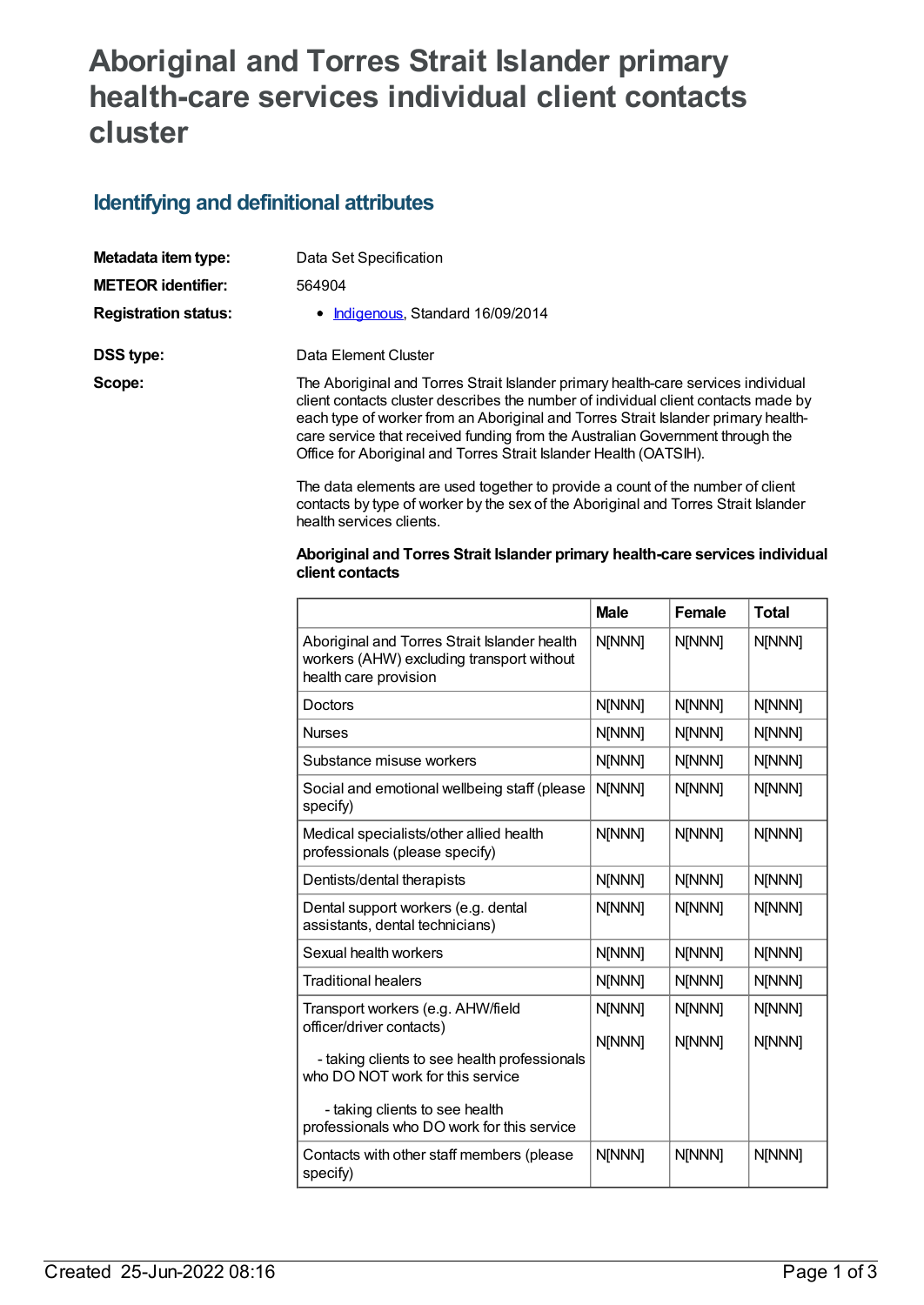# Aboriginal and Torres Strait Islander primary health-care services individual client contacts cluster

## Identifying and definitional attributes

**Metadata item type:** Data Set Specification

**METEOR identifier:** 564904

**Registration status:**
- Indigenous, Standard 16/09/2014

**DSS type:** Data Element Cluster

**Scope:** The Aboriginal and Torres Strait Islander primary health-care services individual client contacts cluster describes the number of individual client contacts made by each type of worker from an Aboriginal and Torres Strait Islander primary health-care service that received funding from the Australian Government through the Office for Aboriginal and Torres Strait Islander Health (OATSIH).

The data elements are used together to provide a count of the number of client contacts by type of worker by the sex of the Aboriginal and Torres Strait Islander health services clients.

**Aboriginal and Torres Strait Islander primary health-care services individual client contacts**

| | Male | Female | Total |
|---|---|---|---|
| Aboriginal and Torres Strait Islander health workers (AHW) excluding transport without health care provision | N[NNN] | N[NNN] | N[NNN] |
| Doctors | N[NNN] | N[NNN] | N[NNN] |
| Nurses | N[NNN] | N[NNN] | N[NNN] |
| Substance misuse workers | N[NNN] | N[NNN] | N[NNN] |
| Social and emotional wellbeing staff (please specify) | N[NNN] | N[NNN] | N[NNN] |
| Medical specialists/other allied health professionals (please specify) | N[NNN] | N[NNN] | N[NNN] |
| Dentists/dental therapists | N[NNN] | N[NNN] | N[NNN] |
| Dental support workers (e.g. dental assistants, dental technicians) | N[NNN] | N[NNN] | N[NNN] |
| Sexual health workers | N[NNN] | N[NNN] | N[NNN] |
| Traditional healers | N[NNN] | N[NNN] | N[NNN] |
| Transport workers (e.g. AHW/field officer/driver contacts) - taking clients to see health professionals who DO NOT work for this service - taking clients to see health professionals who DO work for this service | N[NNN] N[NNN] | N[NNN] N[NNN] | N[NNN] N[NNN] |
| Contacts with other staff members (please specify) | N[NNN] | N[NNN] | N[NNN] |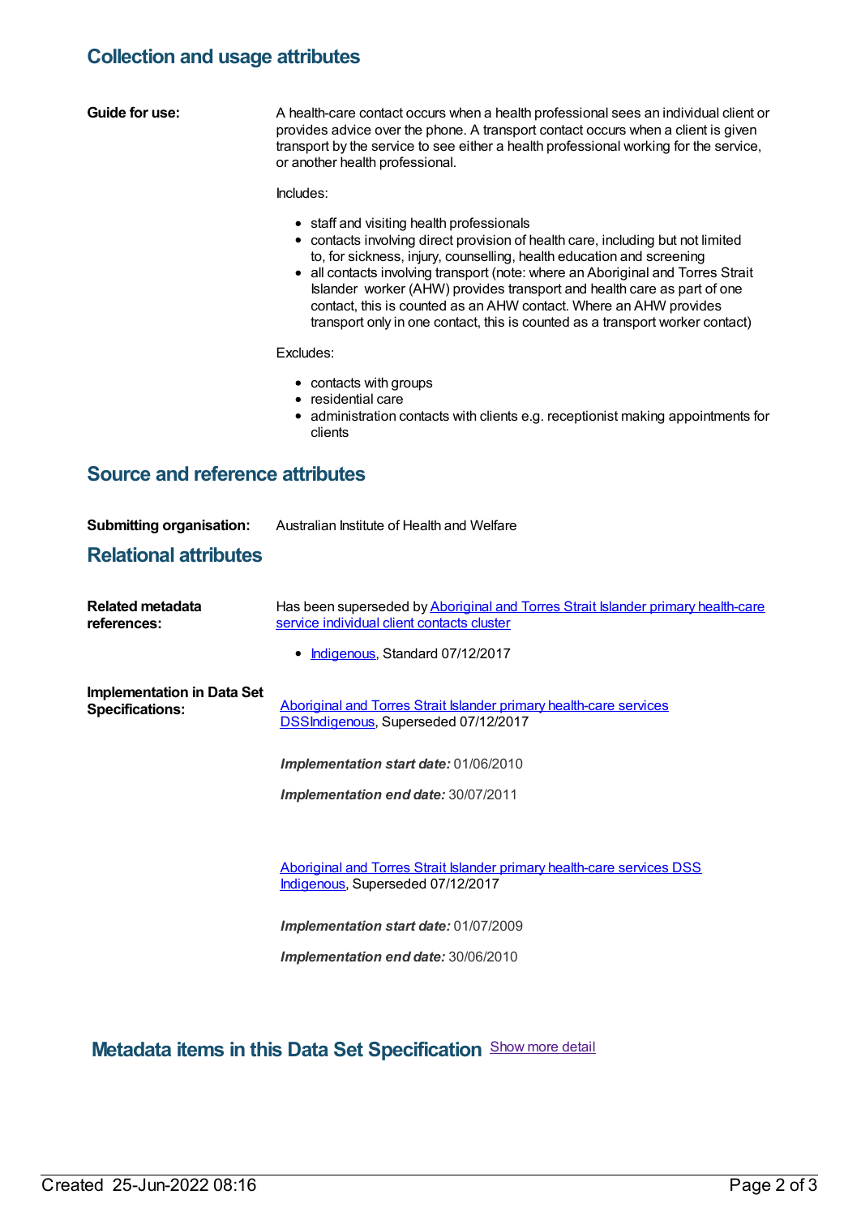## Collection and usage attributes

**Guide for use:**

A health-care contact occurs when a health professional sees an individual client or provides advice over the phone. A transport contact occurs when a client is given transport by the service to see either a health professional working for the service, or another health professional.

Includes:

- staff and visiting health professionals
- contacts involving direct provision of health care, including but not limited to, for sickness, injury, counselling, health education and screening
- all contacts involving transport (note: where an Aboriginal and Torres Strait Islander worker (AHW) provides transport and health care as part of one contact, this is counted as an AHW contact. Where an AHW provides transport only in one contact, this is counted as a transport worker contact)

Excludes:

- contacts with groups
- residential care
- administration contacts with clients e.g. receptionist making appointments for clients

## Source and reference attributes

**Submitting organisation:** Australian Institute of Health and Welfare

## Relational attributes

**Related metadata references:**

Has been superseded by Aboriginal and Torres Strait Islander primary health-care service individual client contacts cluster

- Indigenous, Standard 07/12/2017

**Implementation in Data Set Specifications:**

Aboriginal and Torres Strait Islander primary health-care services DSSIndigenous, Superseded 07/12/2017

***Implementation start date:*** 01/06/2010

***Implementation end date:*** 30/07/2011

Aboriginal and Torres Strait Islander primary health-care services DSS Indigenous, Superseded 07/12/2017

***Implementation start date:*** 01/07/2009

***Implementation end date:*** 30/06/2010

## Metadata items in this Data Set Specification

Show more detail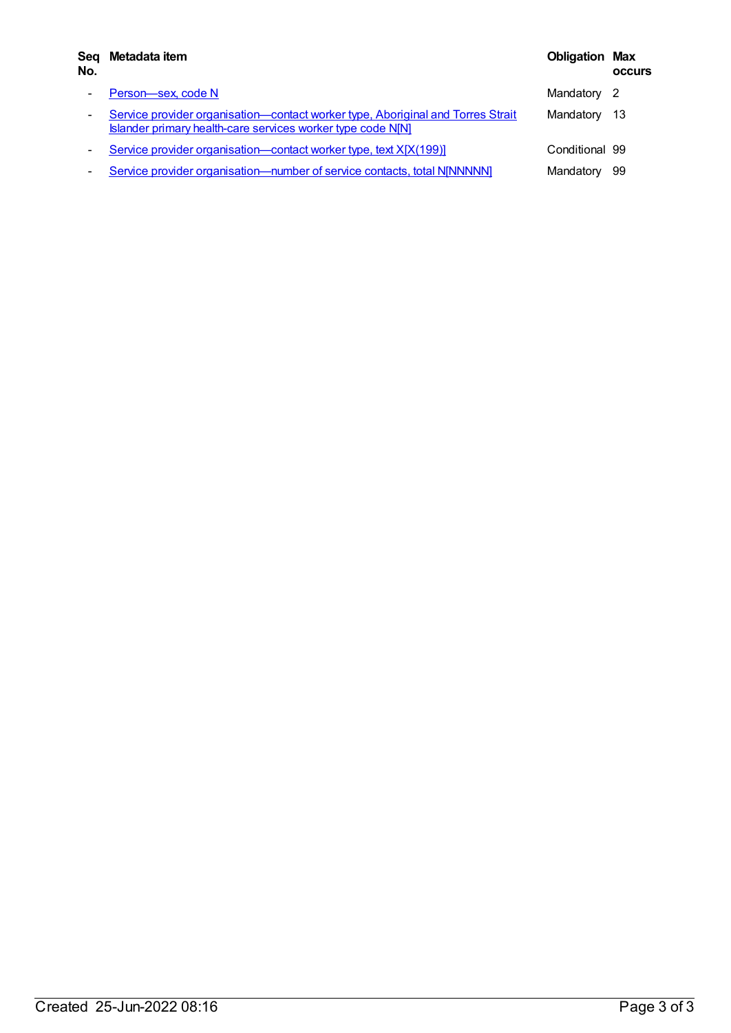| Seq No. | Metadata item | Obligation | Max occurs |
|---|---|---|---|
| - | Person—sex, code N | Mandatory | 2 |
| - | Service provider organisation—contact worker type, Aboriginal and Torres Strait Islander primary health-care services worker type code N[N] | Mandatory | 13 |
| - | Service provider organisation—contact worker type, text X[X(199)] | Conditional | 99 |
| - | Service provider organisation—number of service contacts, total N[NNNNN] | Mandatory | 99 |

Created 25-Jun-2022 08:16